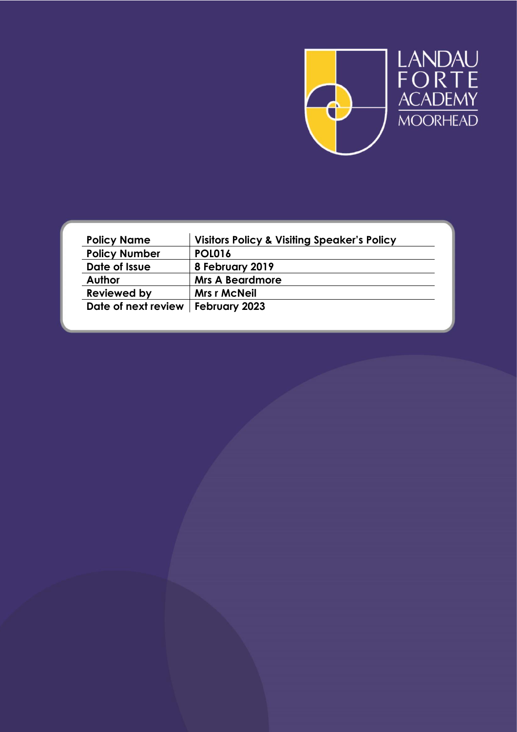LANDAU FORTE ACADEMY MOORHEAD

| Policy Name | Visitors Policy & Visiting Speaker's Policy |
|---|---|
| Policy Number | POL016 |
| Date of Issue | 8 February 2019 |
| Author | Mrs A Beardmore |
| Reviewed by | Mrs r McNeil |
| Date of next review | February 2023 |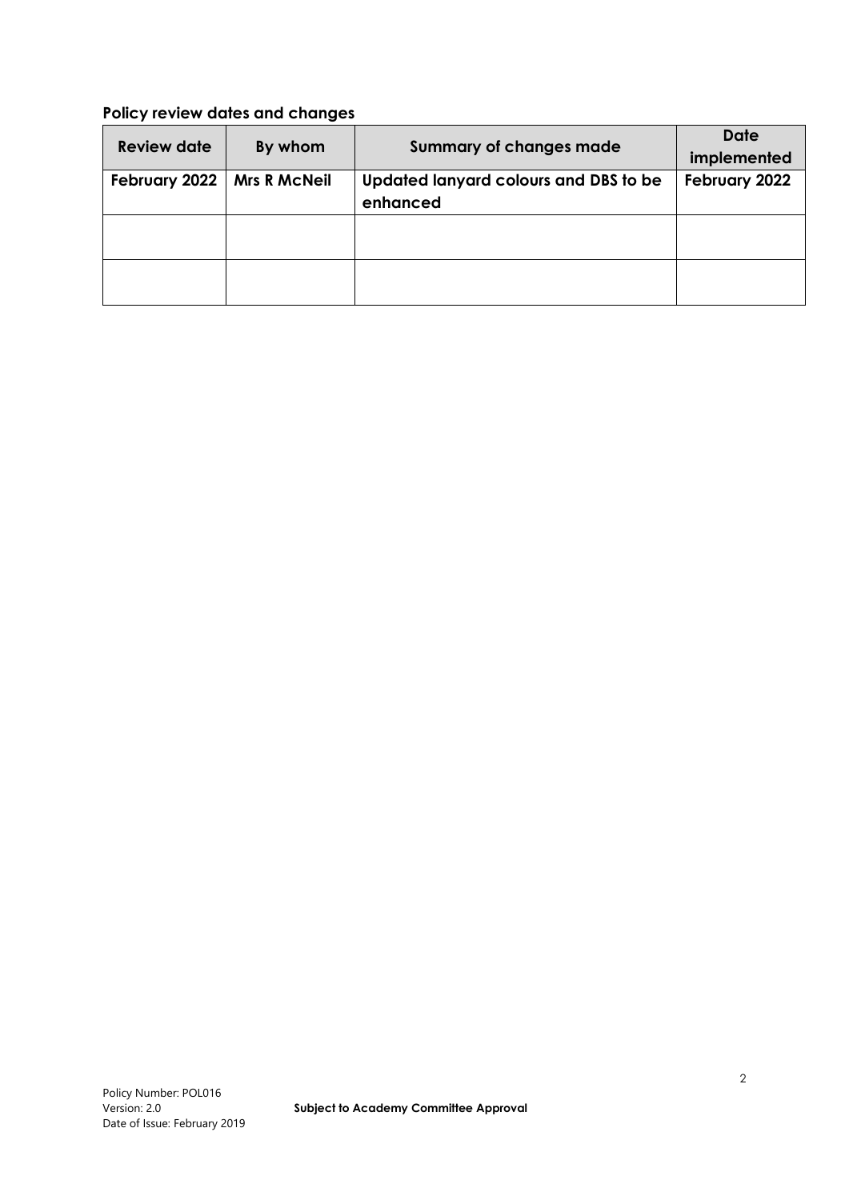### Policy review dates and changes

| Review date | By whom | Summary of changes made | Date implemented |
|---|---|---|---|
| **February 2022** | **Mrs R McNeil** | **Updated lanyard colours and DBS to be enhanced** | **February 2022** |
| | | | |
| | | | |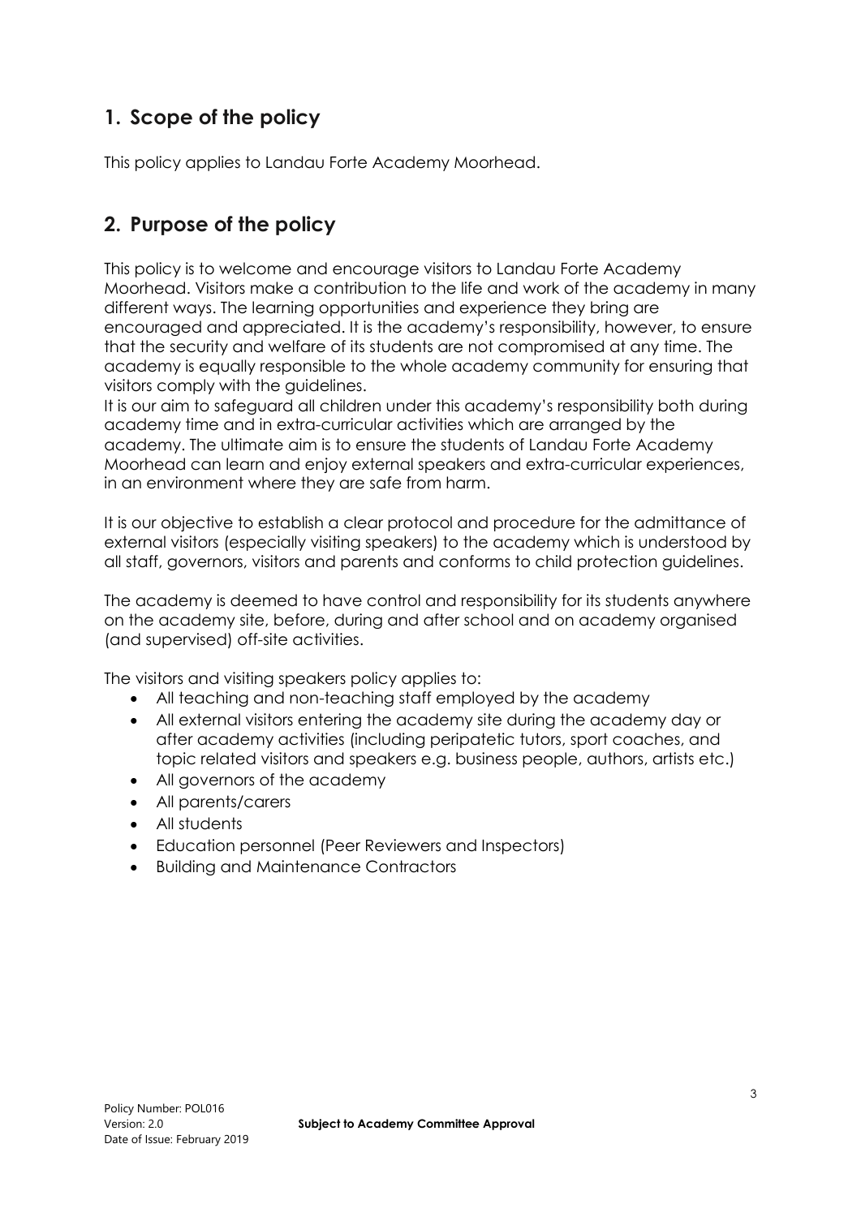## 1. Scope of the policy

This policy applies to Landau Forte Academy Moorhead.

## 2. Purpose of the policy

This policy is to welcome and encourage visitors to Landau Forte Academy Moorhead. Visitors make a contribution to the life and work of the academy in many different ways. The learning opportunities and experience they bring are encouraged and appreciated. It is the academy's responsibility, however, to ensure that the security and welfare of its students are not compromised at any time. The academy is equally responsible to the whole academy community for ensuring that visitors comply with the guidelines.
It is our aim to safeguard all children under this academy's responsibility both during academy time and in extra-curricular activities which are arranged by the academy. The ultimate aim is to ensure the students of Landau Forte Academy Moorhead can learn and enjoy external speakers and extra-curricular experiences, in an environment where they are safe from harm.

It is our objective to establish a clear protocol and procedure for the admittance of external visitors (especially visiting speakers) to the academy which is understood by all staff, governors, visitors and parents and conforms to child protection guidelines.

The academy is deemed to have control and responsibility for its students anywhere on the academy site, before, during and after school and on academy organised (and supervised) off-site activities.

The visitors and visiting speakers policy applies to:

- All teaching and non-teaching staff employed by the academy
- All external visitors entering the academy site during the academy day or after academy activities (including peripatetic tutors, sport coaches, and topic related visitors and speakers e.g. business people, authors, artists etc.)
- All governors of the academy
- All parents/carers
- All students
- Education personnel (Peer Reviewers and Inspectors)
- Building and Maintenance Contractors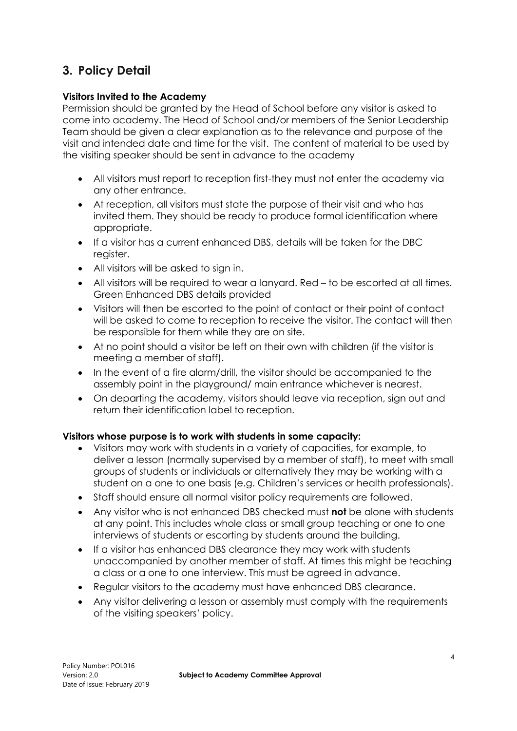## 3. Policy Detail

**Visitors Invited to the Academy**

Permission should be granted by the Head of School before any visitor is asked to come into academy. The Head of School and/or members of the Senior Leadership Team should be given a clear explanation as to the relevance and purpose of the visit and intended date and time for the visit. The content of material to be used by the visiting speaker should be sent in advance to the academy

- All visitors must report to reception first-they must not enter the academy via any other entrance.
- At reception, all visitors must state the purpose of their visit and who has invited them. They should be ready to produce formal identification where appropriate.
- If a visitor has a current enhanced DBS, details will be taken for the DBC register.
- All visitors will be asked to sign in.
- All visitors will be required to wear a lanyard. Red – to be escorted at all times. Green Enhanced DBS details provided
- Visitors will then be escorted to the point of contact or their point of contact will be asked to come to reception to receive the visitor. The contact will then be responsible for them while they are on site.
- At no point should a visitor be left on their own with children (if the visitor is meeting a member of staff).
- In the event of a fire alarm/drill, the visitor should be accompanied to the assembly point in the playground/ main entrance whichever is nearest.
- On departing the academy, visitors should leave via reception, sign out and return their identification label to reception.

**Visitors whose purpose is to work with students in some capacity:**

- Visitors may work with students in a variety of capacities, for example, to deliver a lesson (normally supervised by a member of staff), to meet with small groups of students or individuals or alternatively they may be working with a student on a one to one basis (e.g. Children's services or health professionals).
- Staff should ensure all normal visitor policy requirements are followed.
- Any visitor who is not enhanced DBS checked must **not** be alone with students at any point. This includes whole class or small group teaching or one to one interviews of students or escorting by students around the building.
- If a visitor has enhanced DBS clearance they may work with students unaccompanied by another member of staff. At times this might be teaching a class or a one to one interview. This must be agreed in advance.
- Regular visitors to the academy must have enhanced DBS clearance.
- Any visitor delivering a lesson or assembly must comply with the requirements of the visiting speakers' policy.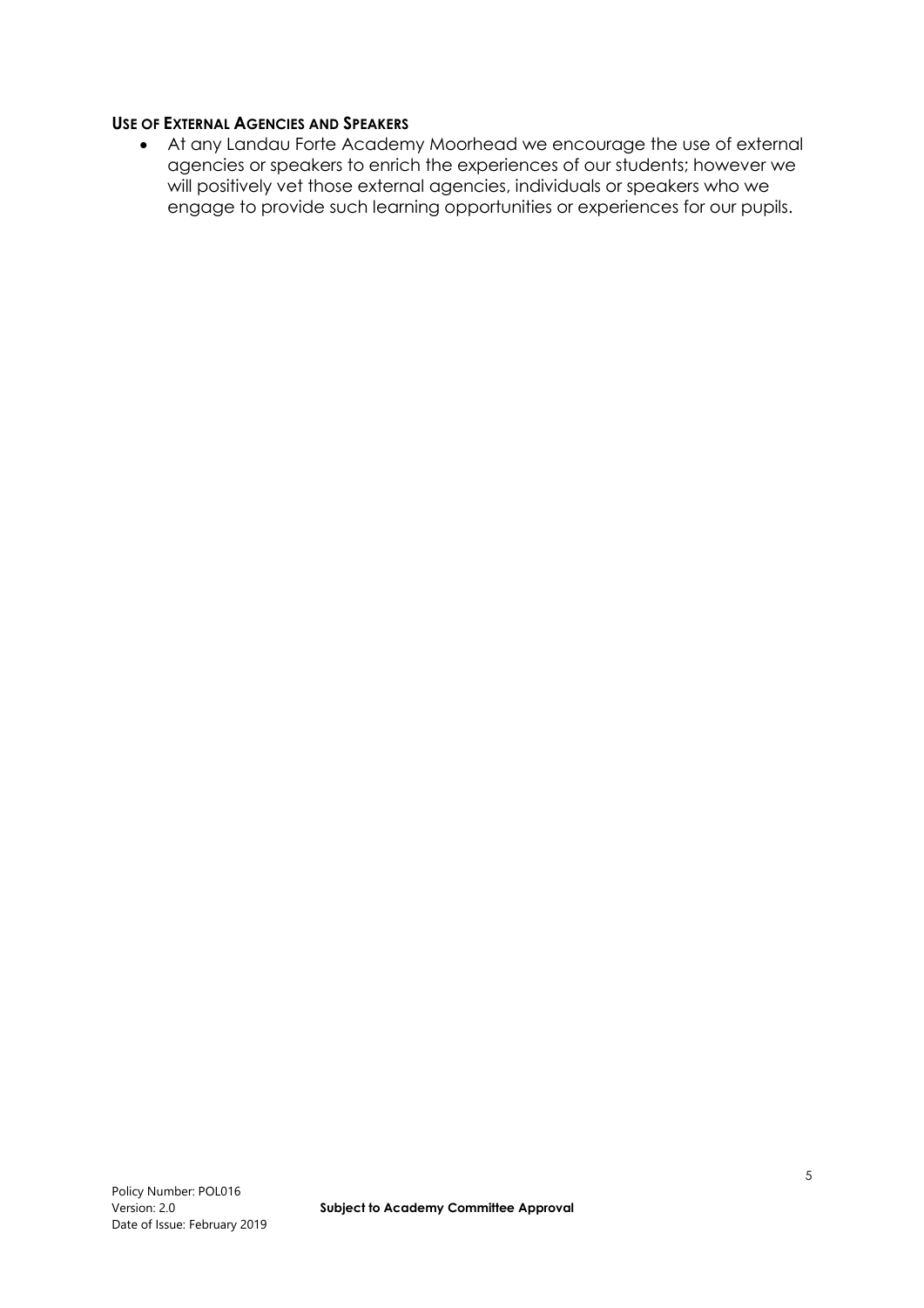**USE OF EXTERNAL AGENCIES AND SPEAKERS**

- At any Landau Forte Academy Moorhead we encourage the use of external agencies or speakers to enrich the experiences of our students; however we will positively vet those external agencies, individuals or speakers who we engage to provide such learning opportunities or experiences for our pupils.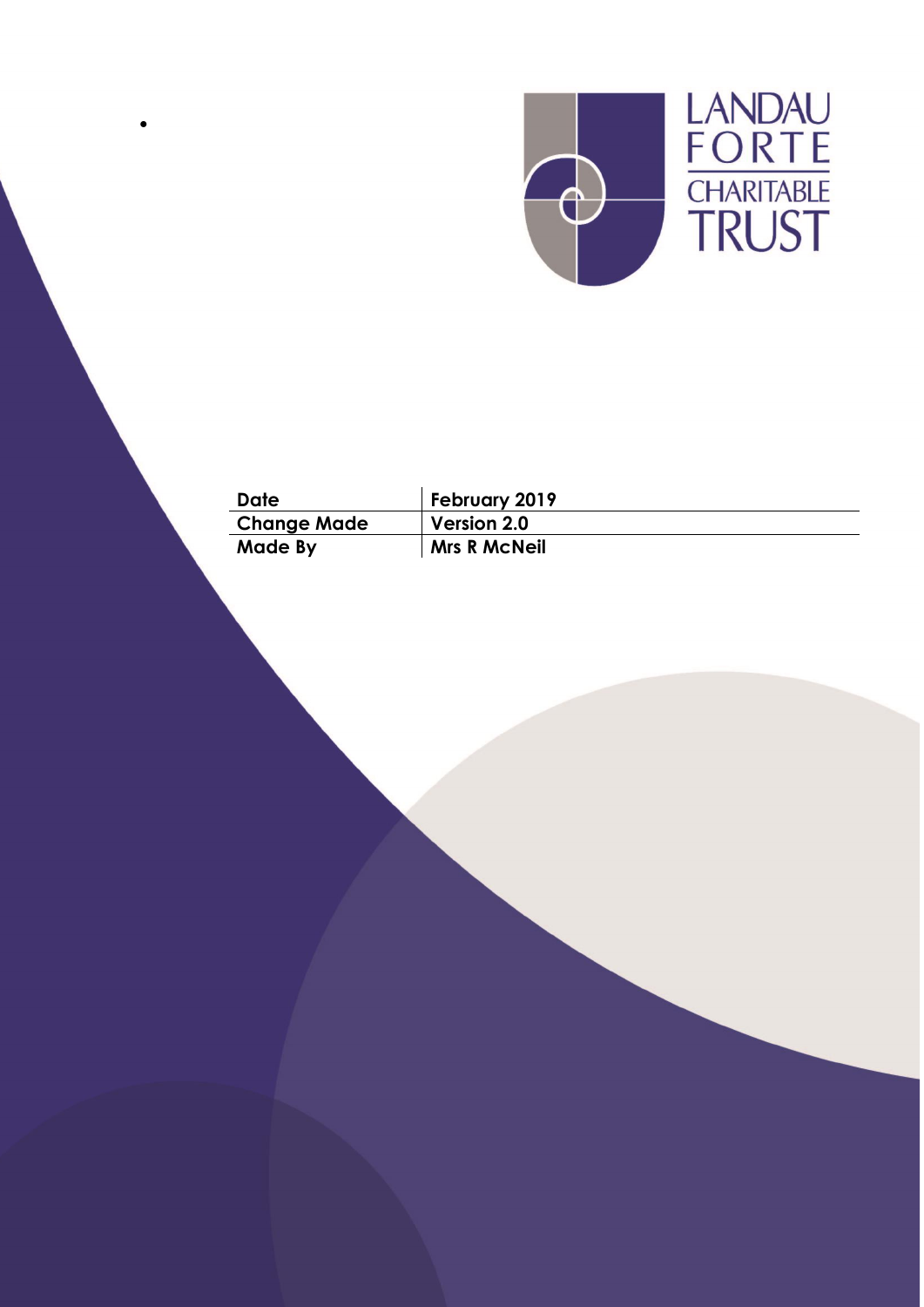| Date | February 2019 |
| --- | --- |
| Change Made | Version 2.0 |
| Made By | Mrs R McNeil |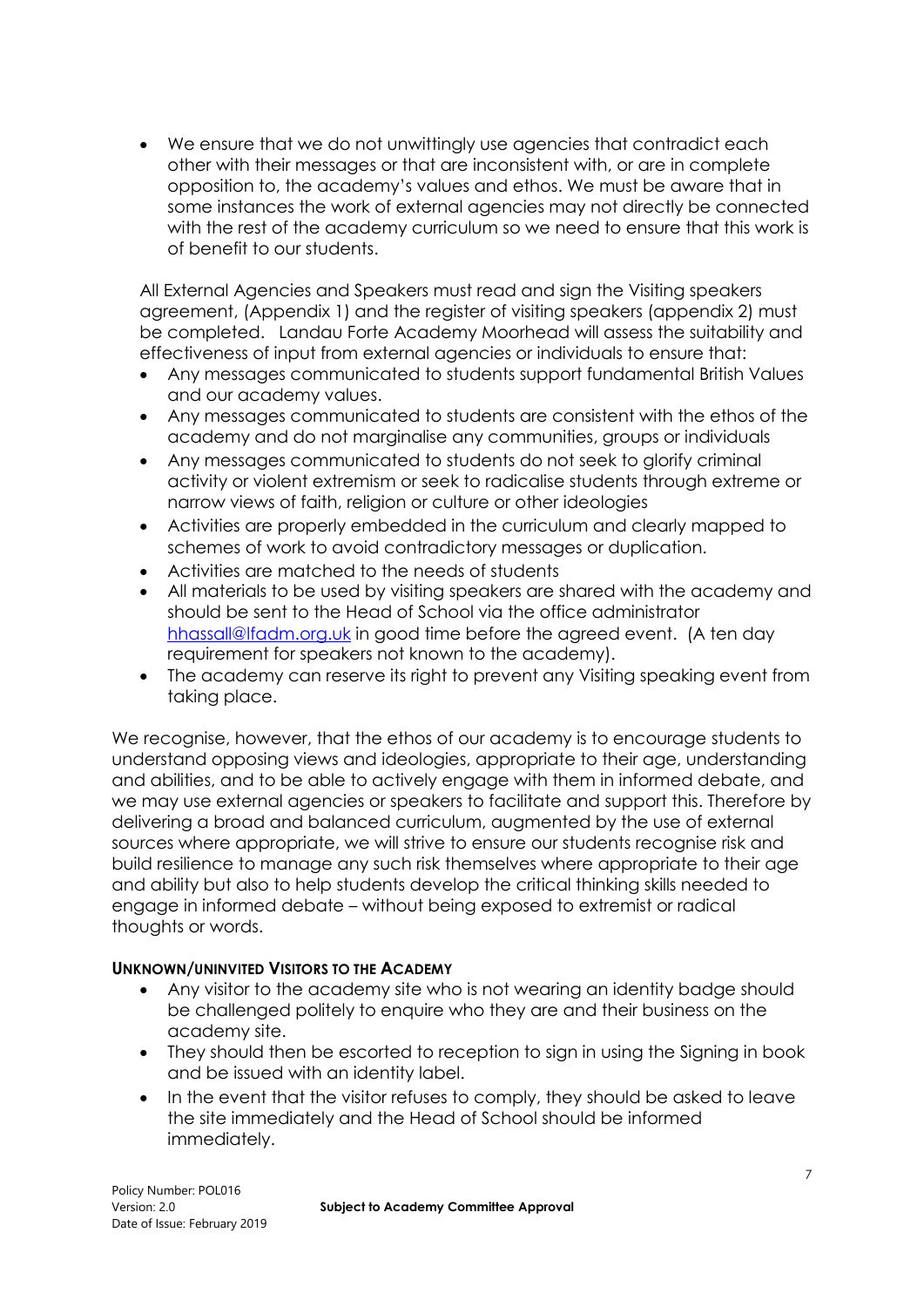- We ensure that we do not unwittingly use agencies that contradict each other with their messages or that are inconsistent with, or are in complete opposition to, the academy's values and ethos. We must be aware that in some instances the work of external agencies may not directly be connected with the rest of the academy curriculum so we need to ensure that this work is of benefit to our students.

All External Agencies and Speakers must read and sign the Visiting speakers agreement, (Appendix 1) and the register of visiting speakers (appendix 2) must be completed. Landau Forte Academy Moorhead will assess the suitability and effectiveness of input from external agencies or individuals to ensure that:

- Any messages communicated to students support fundamental British Values and our academy values.
- Any messages communicated to students are consistent with the ethos of the academy and do not marginalise any communities, groups or individuals
- Any messages communicated to students do not seek to glorify criminal activity or violent extremism or seek to radicalise students through extreme or narrow views of faith, religion or culture or other ideologies
- Activities are properly embedded in the curriculum and clearly mapped to schemes of work to avoid contradictory messages or duplication.
- Activities are matched to the needs of students
- All materials to be used by visiting speakers are shared with the academy and should be sent to the Head of School via the office administrator [hhassall@lfadm.org.uk](mailto:hhassall@lfadm.org.uk) in good time before the agreed event. (A ten day requirement for speakers not known to the academy).
- The academy can reserve its right to prevent any Visiting speaking event from taking place.

We recognise, however, that the ethos of our academy is to encourage students to understand opposing views and ideologies, appropriate to their age, understanding and abilities, and to be able to actively engage with them in informed debate, and we may use external agencies or speakers to facilitate and support this. Therefore by delivering a broad and balanced curriculum, augmented by the use of external sources where appropriate, we will strive to ensure our students recognise risk and build resilience to manage any such risk themselves where appropriate to their age and ability but also to help students develop the critical thinking skills needed to engage in informed debate – without being exposed to extremist or radical thoughts or words.

#### UNKNOWN/UNINVITED VISITORS TO THE ACADEMY

- Any visitor to the academy site who is not wearing an identity badge should be challenged politely to enquire who they are and their business on the academy site.
- They should then be escorted to reception to sign in using the Signing in book and be issued with an identity label.
- In the event that the visitor refuses to comply, they should be asked to leave the site immediately and the Head of School should be informed immediately.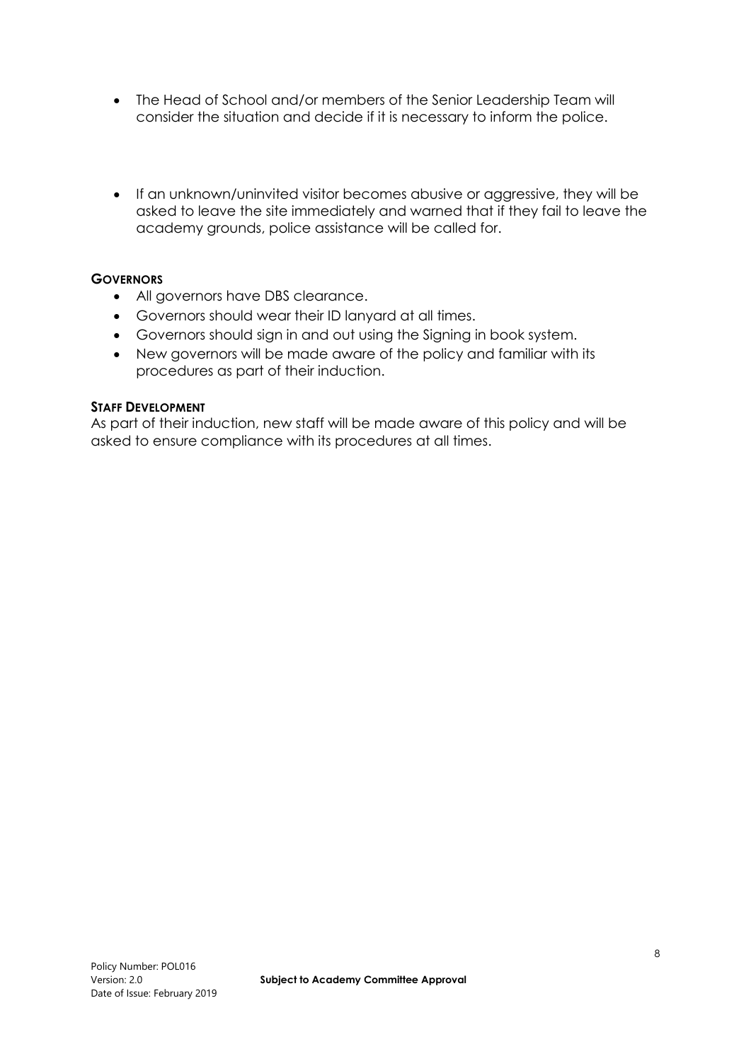- The Head of School and/or members of the Senior Leadership Team will consider the situation and decide if it is necessary to inform the police.

- If an unknown/uninvited visitor becomes abusive or aggressive, they will be asked to leave the site immediately and warned that if they fail to leave the academy grounds, police assistance will be called for.

**GOVERNORS**

- All governors have DBS clearance.
- Governors should wear their ID lanyard at all times.
- Governors should sign in and out using the Signing in book system.
- New governors will be made aware of the policy and familiar with its procedures as part of their induction.

**STAFF DEVELOPMENT**

As part of their induction, new staff will be made aware of this policy and will be asked to ensure compliance with its procedures at all times.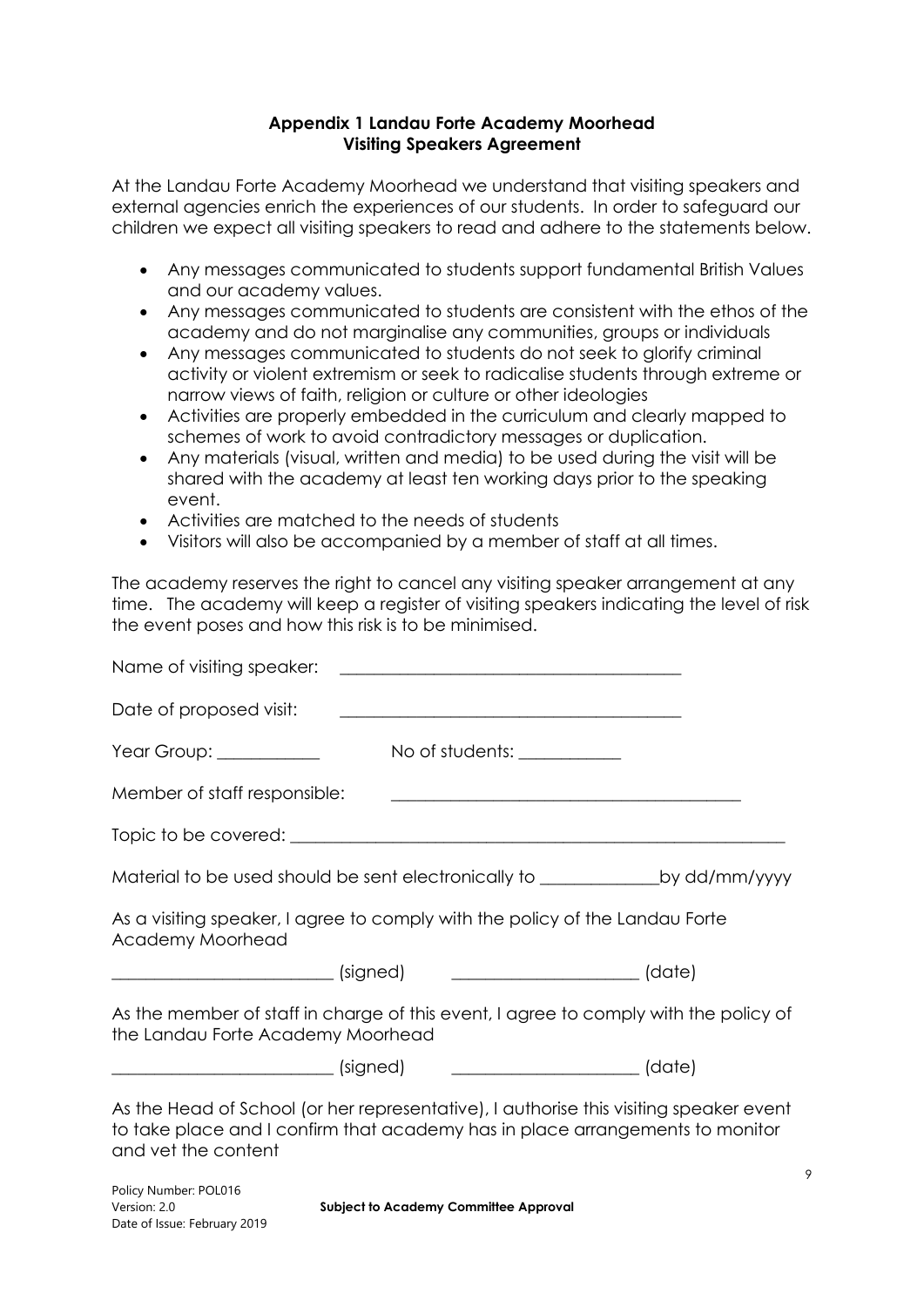**Appendix 1 Landau Forte Academy Moorhead**
**Visiting Speakers Agreement**

At the Landau Forte Academy Moorhead we understand that visiting speakers and external agencies enrich the experiences of our students. In order to safeguard our children we expect all visiting speakers to read and adhere to the statements below.

- Any messages communicated to students support fundamental British Values and our academy values.
- Any messages communicated to students are consistent with the ethos of the academy and do not marginalise any communities, groups or individuals
- Any messages communicated to students do not seek to glorify criminal activity or violent extremism or seek to radicalise students through extreme or narrow views of faith, religion or culture or other ideologies
- Activities are properly embedded in the curriculum and clearly mapped to schemes of work to avoid contradictory messages or duplication.
- Any materials (visual, written and media) to be used during the visit will be shared with the academy at least ten working days prior to the speaking event.
- Activities are matched to the needs of students
- Visitors will also be accompanied by a member of staff at all times.

The academy reserves the right to cancel any visiting speaker arrangement at any time. The academy will keep a register of visiting speakers indicating the level of risk the event poses and how this risk is to be minimised.

Name of visiting speaker: ________________________________________

Date of proposed visit: ________________________________________

Year Group: ____________ No of students: ____________

Member of staff responsible: ________________________________________

Topic to be covered: ____________________________________________________________

Material to be used should be sent electronically to ______________by dd/mm/yyyy

As a visiting speaker, I agree to comply with the policy of the Landau Forte Academy Moorhead

__________________________ (signed) ______________________ (date)

As the member of staff in charge of this event, I agree to comply with the policy of the Landau Forte Academy Moorhead

__________________________ (signed) ______________________ (date)

As the Head of School (or her representative), I authorise this visiting speaker event to take place and I confirm that academy has in place arrangements to monitor and vet the content

Policy Number: POL016
Version: 2.0
Date of Issue: February 2019

**Subject to Academy Committee Approval**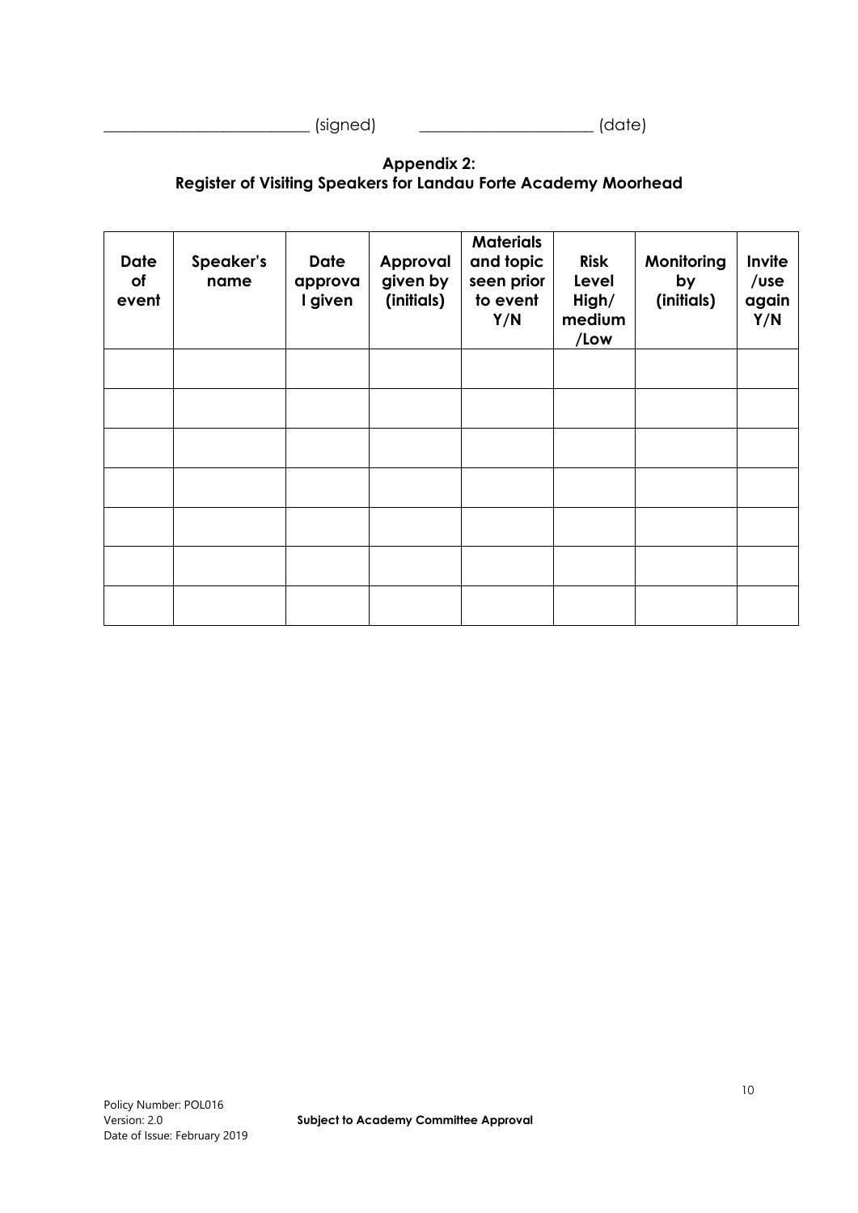_________________________ (signed) _____________________ (date)

**Appendix 2:**
**Register of Visiting Speakers for Landau Forte Academy Moorhead**

| Date of event | Speaker's name | Date approval given | Approval given by (initials) | Materials and topic seen prior to event Y/N | Risk Level High/ medium /Low | Monitoring by (initials) | Invite /use again Y/N |
|---|---|---|---|---|---|---|---|
| | | | | | | | |
| | | | | | | | |
| | | | | | | | |
| | | | | | | | |
| | | | | | | | |
| | | | | | | | |
| | | | | | | | |

Policy Number: POL016
Version: 2.0
Date of Issue: February 2019

**Subject to Academy Committee Approval**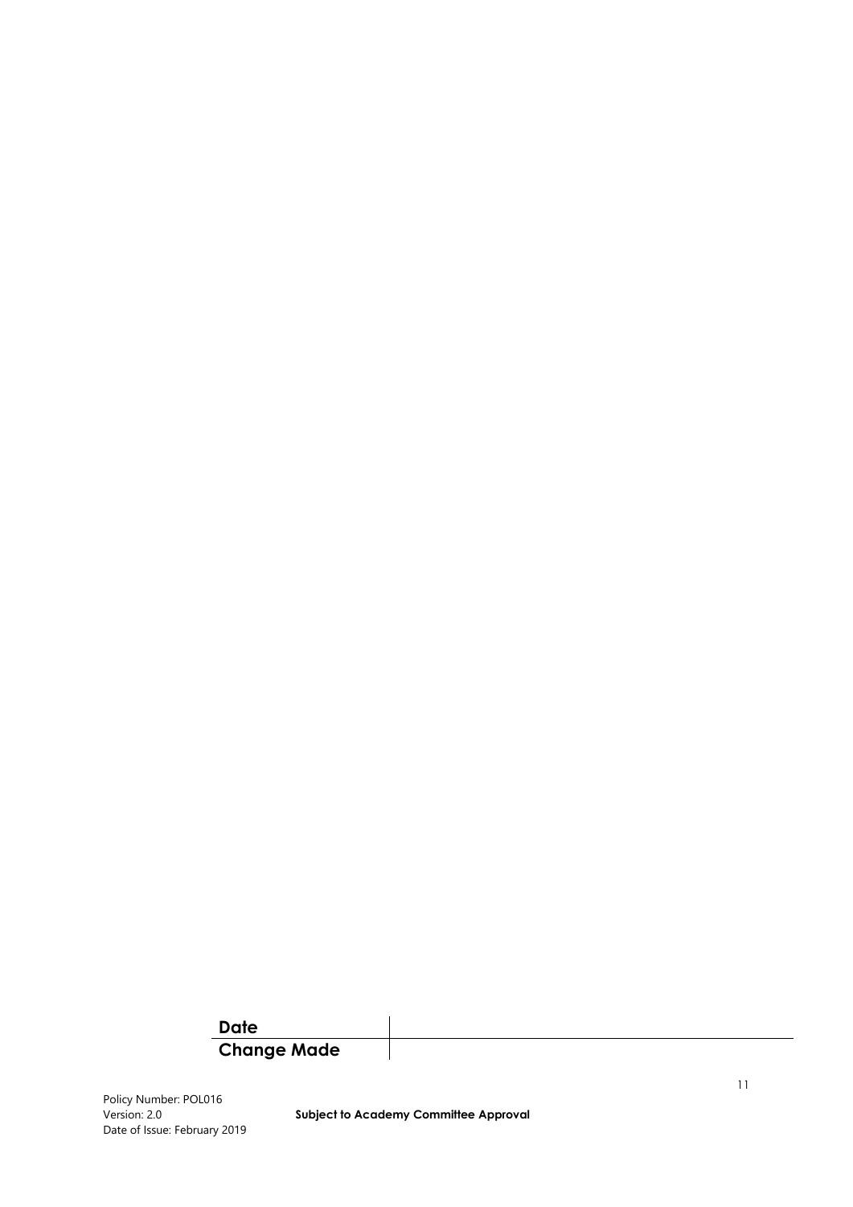| Date | |
|---|---|
| Change Made | |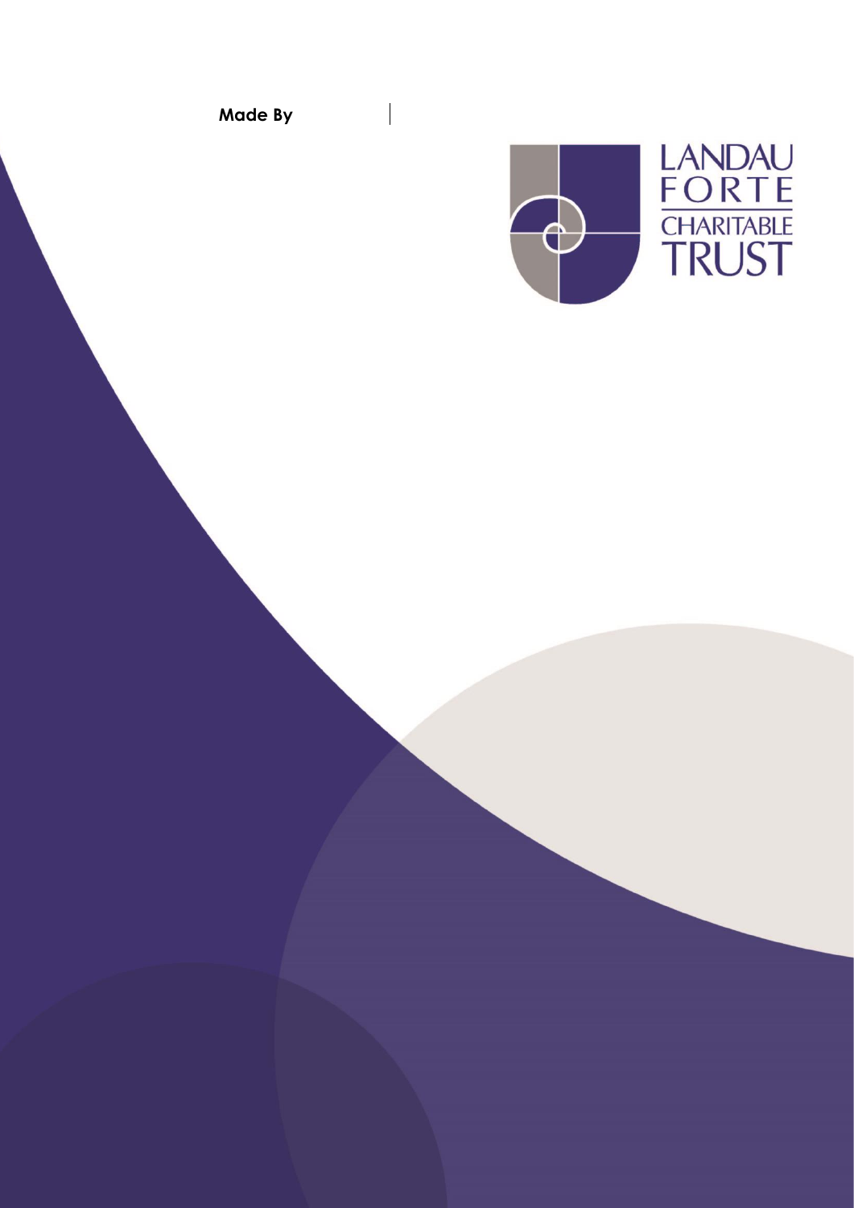**Made By**

LANDAU FORTE CHARITABLE TRUST